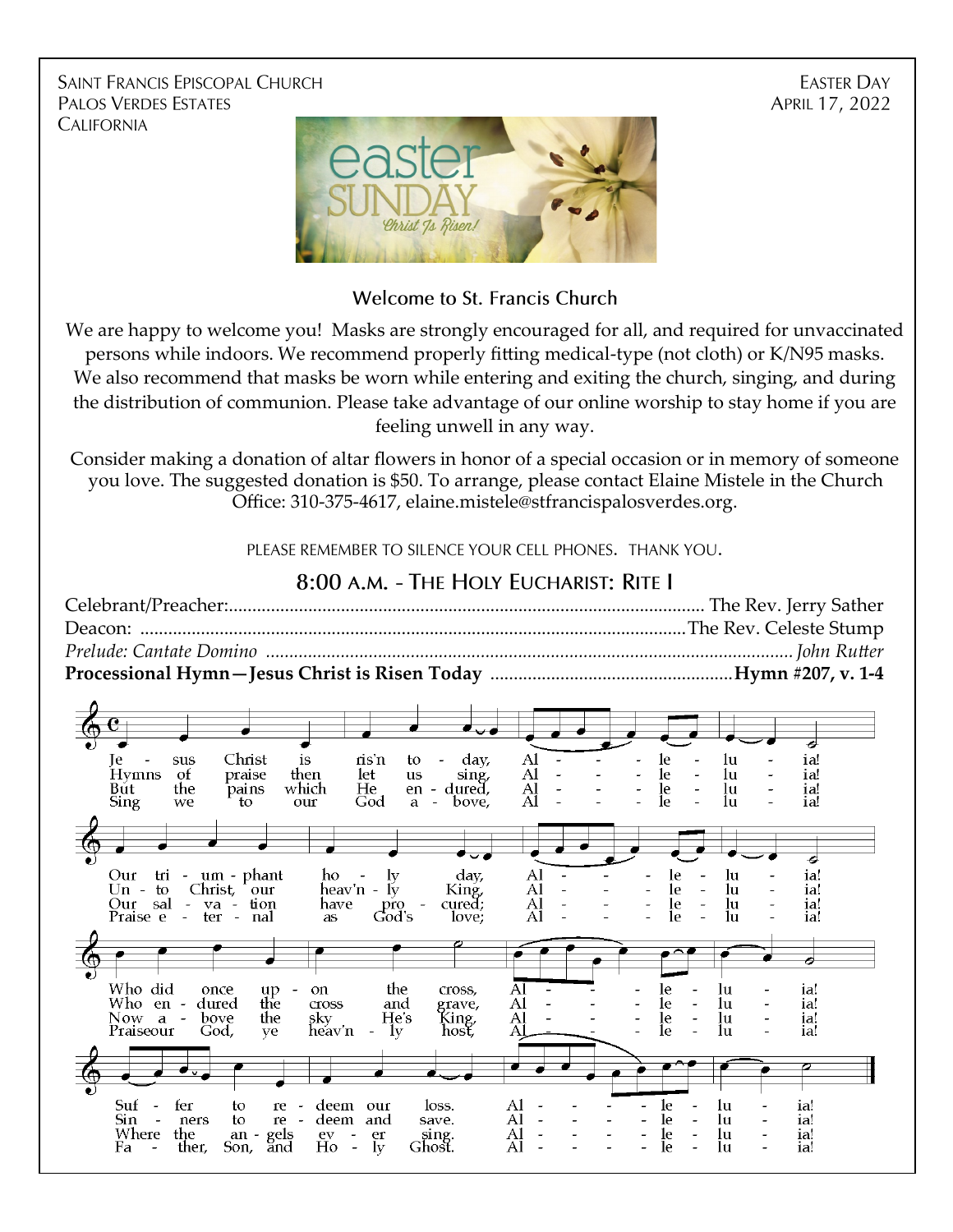SAINT FRANCIS EPISCOPAL CHURCH
PALOS VERDES ESTATES
CALIFORNIA

EASTER DAY
APRIL 17, 2022

## Welcome to St. Francis Church

We are happy to welcome you! Masks are strongly encouraged for all, and required for unvaccinated persons while indoors. We recommend properly fitting medical-type (not cloth) or K/N95 masks. We also recommend that masks be worn while entering and exiting the church, singing, and during the distribution of communion. Please take advantage of our online worship to stay home if you are feeling unwell in any way.

Consider making a donation of altar flowers in honor of a special occasion or in memory of someone you love. The suggested donation is $50. To arrange, please contact Elaine Mistele in the Church Office: 310-375-4617, elaine.mistele@stfrancispalosverdes.org.

PLEASE REMEMBER TO SILENCE YOUR CELL PHONES. THANK YOU.

## 8:00 A.M. - THE HOLY EUCHARIST: RITE I

Celebrant/Preacher:........................................................................................................ The Rev. Jerry Sather
Deacon: ........................................................................................................................The Rev. Celeste Stump
*Prelude: Cantate Domino ......................................................................................................... John Rutter*
**Processional Hymn—Jesus Christ is Risen Today .................................................... Hymn #207, v. 1-4**

Jesus Christ is ris'n today, Alleluia!
Our triumphant holy day, Alleluia!
Who did once upon the cross, Alleluia!
Suffer to redeem our loss. Alleluia!

Hymns of praise then let us sing, Alleluia!
Unto Christ, our heav'nly King, Alleluia!
Who endured the cross and grave, Alleluia!
Sinners to redeem and save. Alleluia!

But the pains which He endured, Alleluia!
Our salvation have procured; Alleluia!
Now above the sky He's King, Alleluia!
Where the angels ever sing. Alleluia!

Sing we to our God above, Alleluia!
Praise eternal as God's love; Alleluia!
Praise our God, ye heav'nly host, Alleluia!
Father, Son, and Holy Ghost. Alleluia!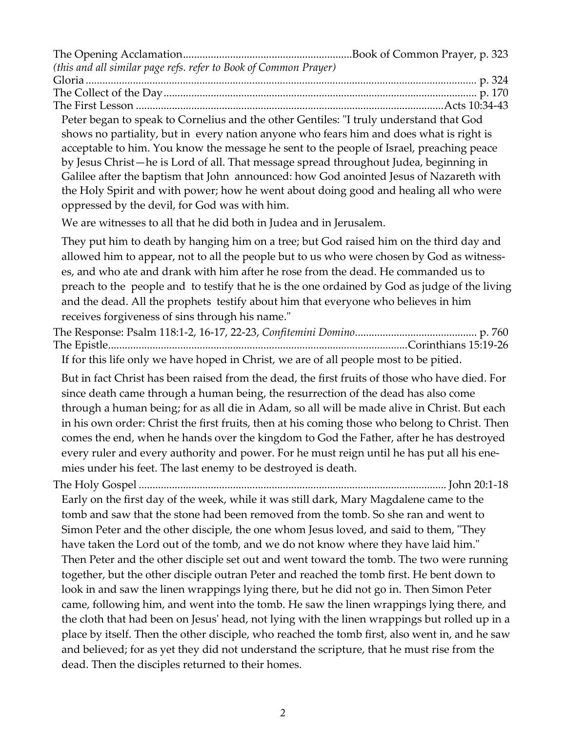The Opening Acclamation............................................................Book of Common Prayer, p. 323

*(this and all similar page refs. refer to Book of Common Prayer)*

Gloria ............................................................................................................................. p. 324

The Collect of the Day.................................................................................................. p. 170

The First Lesson ..............................................................................................Acts 10:34-43

Peter began to speak to Cornelius and the other Gentiles: "I truly understand that God shows no partiality, but in every nation anyone who fears him and does what is right is acceptable to him. You know the message he sent to the people of Israel, preaching peace by Jesus Christ—he is Lord of all. That message spread throughout Judea, beginning in Galilee after the baptism that John announced: how God anointed Jesus of Nazareth with the Holy Spirit and with power; how he went about doing good and healing all who were oppressed by the devil, for God was with him.

We are witnesses to all that he did both in Judea and in Jerusalem.

They put him to death by hanging him on a tree; but God raised him on the third day and allowed him to appear, not to all the people but to us who were chosen by God as witnesses, and who ate and drank with him after he rose from the dead. He commanded us to preach to the people and to testify that he is the one ordained by God as judge of the living and the dead. All the prophets testify about him that everyone who believes in him receives forgiveness of sins through his name."

The Response: Psalm 118:1-2, 16-17, 22-23, *Confitemini Domino*............................................ p. 760

The Epistle...........................................................................................................Corinthians 15:19-26

If for this life only we have hoped in Christ, we are of all people most to be pitied.

But in fact Christ has been raised from the dead, the first fruits of those who have died. For since death came through a human being, the resurrection of the dead has also come through a human being; for as all die in Adam, so all will be made alive in Christ. But each in his own order: Christ the first fruits, then at his coming those who belong to Christ. Then comes the end, when he hands over the kingdom to God the Father, after he has destroyed every ruler and every authority and power. For he must reign until he has put all his enemies under his feet. The last enemy to be destroyed is death.

The Holy Gospel ............................................................................................................ John 20:1-18

Early on the first day of the week, while it was still dark, Mary Magdalene came to the tomb and saw that the stone had been removed from the tomb. So she ran and went to Simon Peter and the other disciple, the one whom Jesus loved, and said to them, "They have taken the Lord out of the tomb, and we do not know where they have laid him." Then Peter and the other disciple set out and went toward the tomb. The two were running together, but the other disciple outran Peter and reached the tomb first. He bent down to look in and saw the linen wrappings lying there, but he did not go in. Then Simon Peter came, following him, and went into the tomb. He saw the linen wrappings lying there, and the cloth that had been on Jesus' head, not lying with the linen wrappings but rolled up in a place by itself. Then the other disciple, who reached the tomb first, also went in, and he saw and believed; for as yet they did not understand the scripture, that he must rise from the dead. Then the disciples returned to their homes.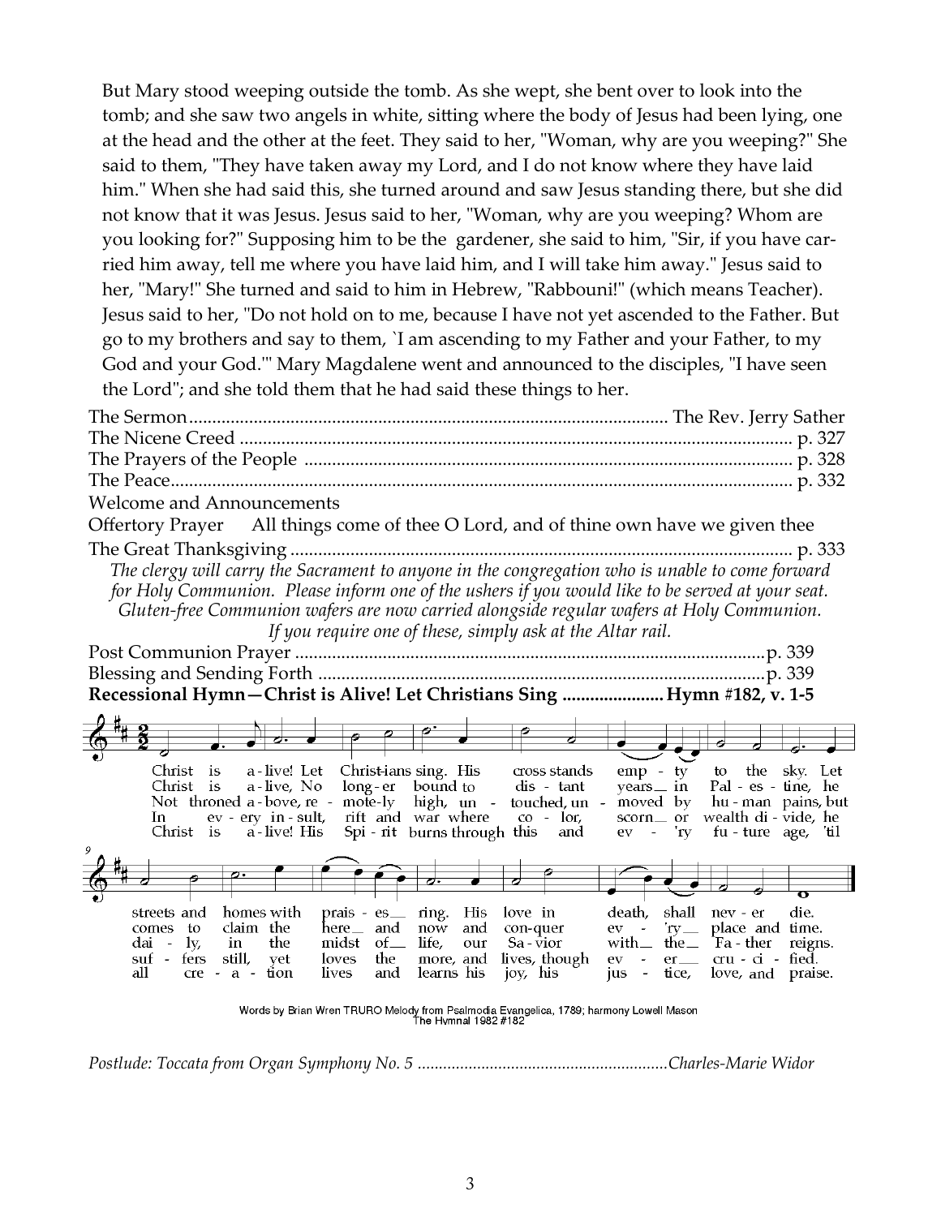But Mary stood weeping outside the tomb. As she wept, she bent over to look into the tomb; and she saw two angels in white, sitting where the body of Jesus had been lying, one at the head and the other at the feet. They said to her, "Woman, why are you weeping?" She said to them, "They have taken away my Lord, and I do not know where they have laid him." When she had said this, she turned around and saw Jesus standing there, but she did not know that it was Jesus. Jesus said to her, "Woman, why are you weeping? Whom are you looking for?" Supposing him to be the gardener, she said to him, "Sir, if you have carried him away, tell me where you have laid him, and I will take him away." Jesus said to her, "Mary!" She turned and said to him in Hebrew, "Rabbouni!" (which means Teacher). Jesus said to her, "Do not hold on to me, because I have not yet ascended to the Father. But go to my brothers and say to them, `I am ascending to my Father and your Father, to my God and your God.'" Mary Magdalene went and announced to the disciples, "I have seen the Lord"; and she told them that he had said these things to her.

The Sermon....................................................................................................... The Rev. Jerry Sather
The Nicene Creed ........................................................................................................................ p. 327
The Prayers of the People ......................................................................................................... p. 328
The Peace...................................................................................................................................... p. 332
Welcome and Announcements
Offertory Prayer    All things come of thee O Lord, and of thine own have we given thee
The Great Thanksgiving ............................................................................................................ p. 333

*The clergy will carry the Sacrament to anyone in the congregation who is unable to come forward for Holy Communion. Please inform one of the ushers if you would like to be served at your seat. Gluten-free Communion wafers are now carried alongside regular wafers at Holy Communion. If you require one of these, simply ask at the Altar rail.*

Post Communion Prayer ......................................................................................................p. 339
Blessing and Sending Forth ..................................................................................................p. 339
**Recessional Hymn—Christ is Alive! Let Christians Sing ..................... Hymn #182, v. 1-5**

1. Christ is alive! Let Christians sing. His cross stands empty to the sky. Let streets and homes with praises ring. His love in death shall never die.
2. Christ is alive, No longer bound to distant years in Palestine, he comes to claim the here and now and conquer every place and time.
3. Not throned above, remotely high, untouched, unmoved by human pains, but daily, in the midst of life, our Savior with the Father reigns.
4. In every insult, rift and war where color, scorn or wealth divide, he suffers still, yet loves the more, and lives, though ever crucified.
5. Christ is alive! His Spirit burns through this and every future age, 'til all creation lives and learns his joy, his justice, love, and praise.

Words by Brian Wren TRURO Melody from Psalmodia Evangelica, 1789; harmony Lowell Mason
The Hymnal 1982 #182

*Postlude: Toccata from Organ Symphony No. 5 ..........................................................Charles-Marie Widor*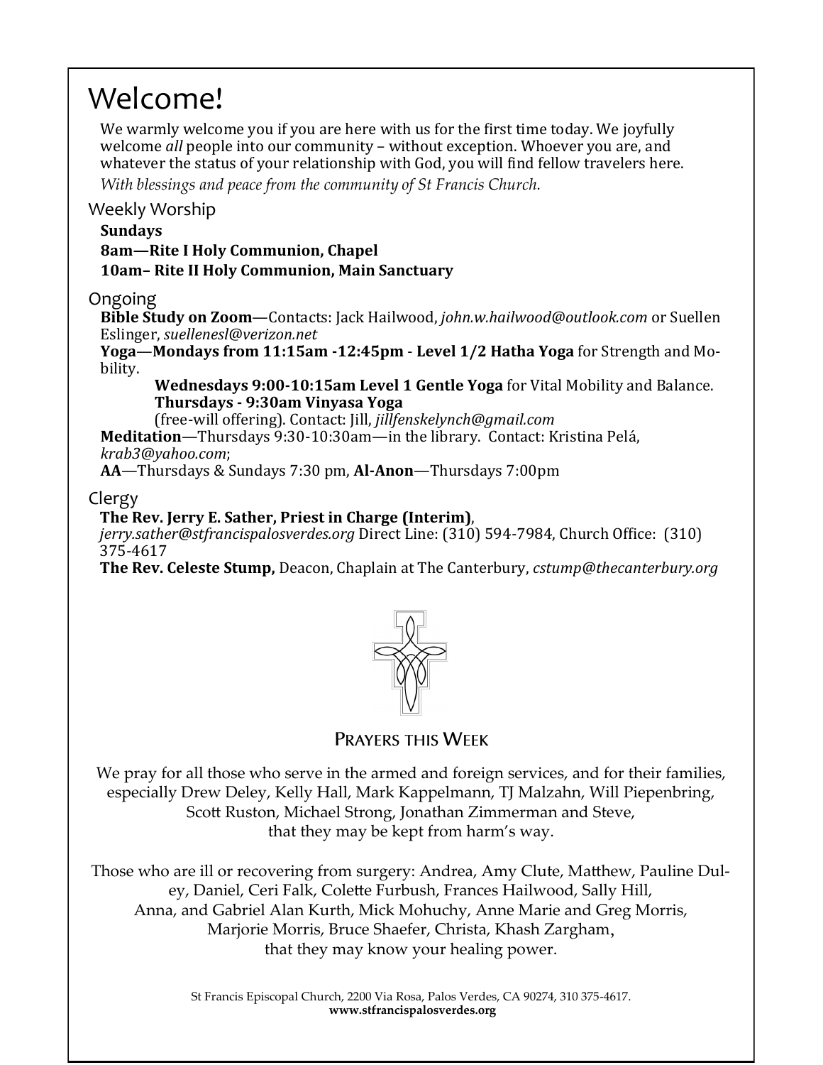# Welcome!

We warmly welcome you if you are here with us for the first time today. We joyfully welcome *all* people into our community – without exception. Whoever you are, and whatever the status of your relationship with God, you will find fellow travelers here.

*With blessings and peace from the community of St Francis Church.*

## Weekly Worship

**Sundays**

**8am—Rite I Holy Communion, Chapel**

**10am– Rite II Holy Communion, Main Sanctuary**

## Ongoing

**Bible Study on Zoom**—Contacts: Jack Hailwood, *john.w.hailwood@outlook.com* or Suellen Eslinger, *suellenesl@verizon.net*

**Yoga**—**Mondays from 11:15am -12:45pm** - **Level 1/2 Hatha Yoga** for Strength and Mobility.

**Wednesdays 9:00-10:15am Level 1 Gentle Yoga** for Vital Mobility and Balance.
**Thursdays - 9:30am Vinyasa Yoga**
(free-will offering). Contact: Jill, *jillfenskelynch@gmail.com*

**Meditation**—Thursdays 9:30-10:30am—in the library. Contact: Kristina Pelá, *krab3@yahoo.com*;

**AA**—Thursdays & Sundays 7:30 pm, **Al-Anon**—Thursdays 7:00pm

## Clergy

**The Rev. Jerry E. Sather, Priest in Charge (Interim)**, *jerry.sather@stfrancispalosverdes.org* Direct Line: (310) 594-7984, Church Office: (310) 375-4617

**The Rev. Celeste Stump,** Deacon, Chaplain at The Canterbury, *cstump@thecanterbury.org*

## Prayers this Week

We pray for all those who serve in the armed and foreign services, and for their families, especially Drew Deley, Kelly Hall, Mark Kappelmann, TJ Malzahn, Will Piepenbring, Scott Ruston, Michael Strong, Jonathan Zimmerman and Steve, that they may be kept from harm's way.

Those who are ill or recovering from surgery: Andrea, Amy Clute, Matthew, Pauline Duley, Daniel, Ceri Falk, Colette Furbush, Frances Hailwood, Sally Hill, Anna, and Gabriel Alan Kurth, Mick Mohuchy, Anne Marie and Greg Morris, Marjorie Morris, Bruce Shaefer, Christa, Khash Zargham, that they may know your healing power.

St Francis Episcopal Church, 2200 Via Rosa, Palos Verdes, CA 90274, 310 375-4617.
**www.stfrancispalosverdes.org**